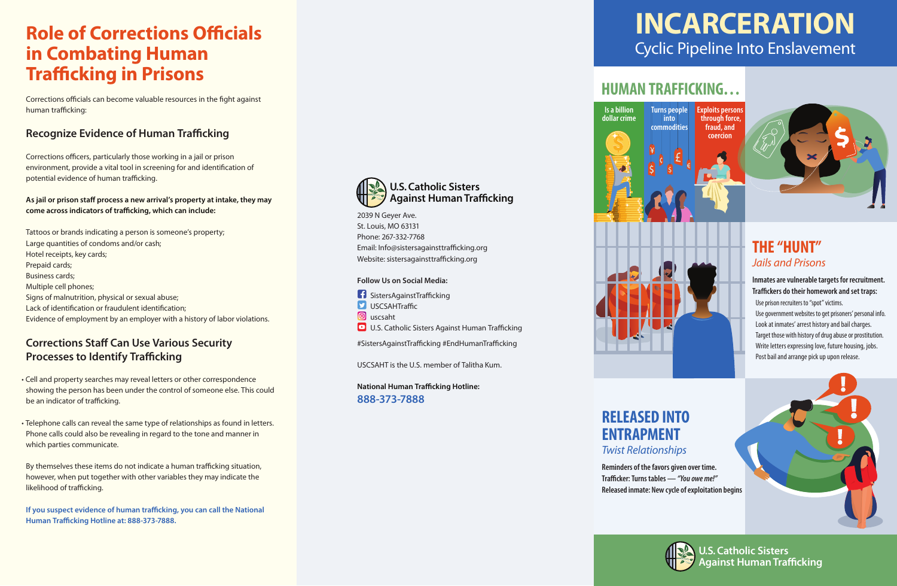# Role of Corrections Officials in Combating Human Trafficking in Prisons

Corrections officials can become valuable resources in the fight against human trafficking:

## Recognize Evidence of Human Trafficking

Corrections officers, particularly those working in a jail or prison environment, provide a vital tool in screening for and identification of potential evidence of human trafficking.

**As jail or prison staff process a new arrival's property at intake, they may come across indicators of trafficking, which can include:**

Tattoos or brands indicating a person is someone's property;
Large quantities of condoms and/or cash;
Hotel receipts, key cards;
Prepaid cards;
Business cards;
Multiple cell phones;
Signs of malnutrition, physical or sexual abuse;
Lack of identification or fraudulent identification;
Evidence of employment by an employer with a history of labor violations.

## Corrections Staff Can Use Various Security Processes to Identify Trafficking

- Cell and property searches may reveal letters or other correspondence showing the person has been under the control of someone else. This could be an indicator of trafficking.
- Telephone calls can reveal the same type of relationships as found in letters. Phone calls could also be revealing in regard to the tone and manner in which parties communicate.

By themselves these items do not indicate a human trafficking situation, however, when put together with other variables they may indicate the likelihood of trafficking.

**If you suspect evidence of human trafficking, you can call the National Human Trafficking Hotline at: 888-373-7888.**

**U.S. Catholic Sisters Against Human Trafficking**

2039 N Geyer Ave.
St. Louis, MO 63131
Phone: 267-332-7768
Email: Info@sistersagainsttrafficking.org
Website: sistersagainsttrafficking.org

**Follow Us on Social Media:**

SistersAgainstTrafficking
USCSAHTraffic
uscsaht
U.S. Catholic Sisters Against Human Trafficking

#SistersAgainstTrafficking #EndHumanTrafficking

USCSAHT is the U.S. member of Talitha Kum.

**National Human Trafficking Hotline:**
**888-373-7888**

# INCARCERATION

Cyclic Pipeline Into Enslavement

## HUMAN TRAFFICKING…

- Is a billion dollar crime
- Turns people into commodities
- Exploits persons through force, fraud, and coercion

## THE "HUNT"

*Jails and Prisons*

**Inmates are vulnerable targets for recruitment. Traffickers do their homework and set traps:**

Use prison recruiters to "spot" victims.
Use government websites to get prisoners' personal info.
Look at inmates' arrest history and bail charges.
Target those with history of drug abuse or prostitution.
Write letters expressing love, future housing, jobs.
Post bail and arrange pick up upon release.

## RELEASED INTO ENTRAPMENT

*Twist Relationships*

**Reminders of the favors given over time.**
**Trafficker: Turns tables — *"You owe me!"***
**Released inmate: New cycle of exploitation begins**

**U.S. Catholic Sisters Against Human Trafficking**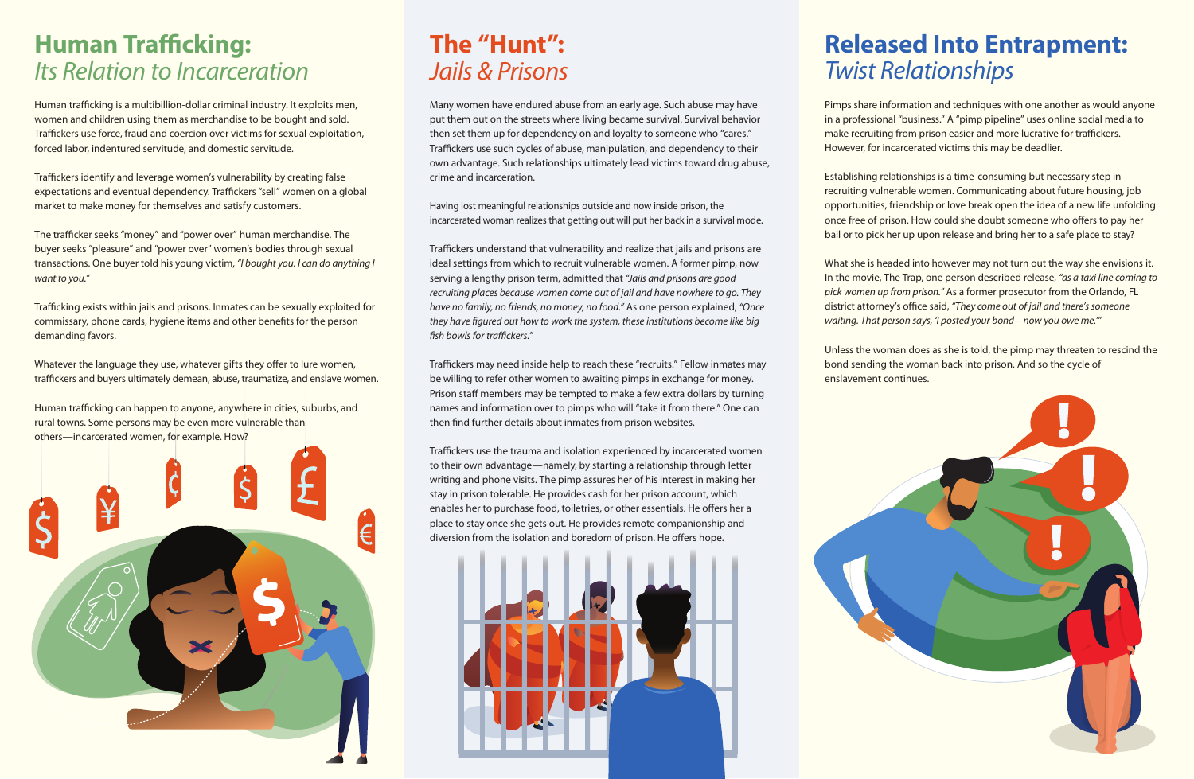# Human Trafficking: *Its Relation to Incarceration*

Human trafficking is a multibillion-dollar criminal industry. It exploits men, women and children using them as merchandise to be bought and sold. Traffickers use force, fraud and coercion over victims for sexual exploitation, forced labor, indentured servitude, and domestic servitude.

Traffickers identify and leverage women's vulnerability by creating false expectations and eventual dependency. Traffickers "sell" women on a global market to make money for themselves and satisfy customers.

The trafficker seeks "money" and "power over" human merchandise. The buyer seeks "pleasure" and "power over" women's bodies through sexual transactions. One buyer told his young victim, *"I bought you. I can do anything I want to you."*

Trafficking exists within jails and prisons. Inmates can be sexually exploited for commissary, phone cards, hygiene items and other benefits for the person demanding favors.

Whatever the language they use, whatever gifts they offer to lure women, traffickers and buyers ultimately demean, abuse, traumatize, and enslave women.

Human trafficking can happen to anyone, anywhere in cities, suburbs, and rural towns. Some persons may be even more vulnerable than others—incarcerated women, for example. How?

# The "Hunt": *Jails & Prisons*

Many women have endured abuse from an early age. Such abuse may have put them out on the streets where living became survival. Survival behavior then set them up for dependency on and loyalty to someone who "cares." Traffickers use such cycles of abuse, manipulation, and dependency to their own advantage. Such relationships ultimately lead victims toward drug abuse, crime and incarceration.

Having lost meaningful relationships outside and now inside prison, the incarcerated woman realizes that getting out will put her back in a survival mode.

Traffickers understand that vulnerability and realize that jails and prisons are ideal settings from which to recruit vulnerable women. A former pimp, now serving a lengthy prison term, admitted that *"Jails and prisons are good recruiting places because women come out of jail and have nowhere to go. They have no family, no friends, no money, no food."* As one person explained, *"Once they have figured out how to work the system, these institutions become like big fish bowls for traffickers."*

Traffickers may need inside help to reach these "recruits." Fellow inmates may be willing to refer other women to awaiting pimps in exchange for money. Prison staff members may be tempted to make a few extra dollars by turning names and information over to pimps who will "take it from there." One can then find further details about inmates from prison websites.

Traffickers use the trauma and isolation experienced by incarcerated women to their own advantage—namely, by starting a relationship through letter writing and phone visits. The pimp assures her of his interest in making her stay in prison tolerable. He provides cash for her prison account, which enables her to purchase food, toiletries, or other essentials. He offers her a place to stay once she gets out. He provides remote companionship and diversion from the isolation and boredom of prison. He offers hope.

# Released Into Entrapment: *Twist Relationships*

Pimps share information and techniques with one another as would anyone in a professional "business." A "pimp pipeline" uses online social media to make recruiting from prison easier and more lucrative for traffickers. However, for incarcerated victims this may be deadlier.

Establishing relationships is a time-consuming but necessary step in recruiting vulnerable women. Communicating about future housing, job opportunities, friendship or love break open the idea of a new life unfolding once free of prison. How could she doubt someone who offers to pay her bail or to pick her up upon release and bring her to a safe place to stay?

What she is headed into however may not turn out the way she envisions it. In the movie, The Trap, one person described release, *"as a taxi line coming to pick women up from prison."* As a former prosecutor from the Orlando, FL district attorney's office said, *"They come out of jail and there's someone waiting. That person says, 'I posted your bond – now you owe me.'"*

Unless the woman does as she is told, the pimp may threaten to rescind the bond sending the woman back into prison. And so the cycle of enslavement continues.